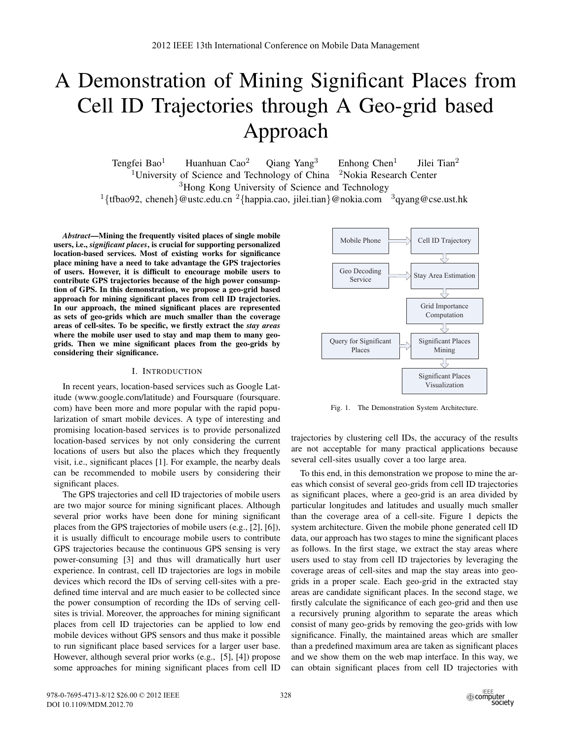# A Demonstration of Mining Significant Places from Cell ID Trajectories through A Geo-grid based Approach

Tengfei Bao[1] Huanhuan Cao[2] Qiang Yang[3] Enhong Chen[1] Jilei Tian[2]

[1]University of Science and Technology of China [2]Nokia Research Center

[3]Hong Kong University of Science and Technology

[1]{tfbao92, cheneh}@ustc.edu.cn [2]{happia.cao, jilei.tian}@nokia.com [3]qyang@cse.ust.hk

***Abstract*—Mining the frequently visited places of single mobile users, i.e., *significant places*, is crucial for supporting personalized location-based services. Most of existing works for significance place mining have a need to take advantage the GPS trajectories of users. However, it is difficult to encourage mobile users to contribute GPS trajectories because of the high power consumption of GPS. In this demonstration, we propose a geo-grid based approach for mining significant places from cell ID trajectories. In our approach, the mined significant places are represented as sets of geo-grids which are much smaller than the coverage areas of cell-sites. To be specific, we firstly extract the *stay areas* where the mobile user used to stay and map them to many geo-grids. Then we mine significant places from the geo-grids by considering their significance.**

## I. Introduction

In recent years, location-based services such as Google Latitude (www.google.com/latitude) and Foursquare (foursquare.com) have been more and more popular with the rapid popularization of smart mobile devices. A type of interesting and promising location-based services is to provide personalized location-based services by not only considering the current locations of users but also the places which they frequently visit, i.e., significant places [1]. For example, the nearby deals can be recommended to mobile users by considering their significant places.

The GPS trajectories and cell ID trajectories of mobile users are two major source for mining significant places. Although several prior works have been done for mining significant places from the GPS trajectories of mobile users (e.g., [2], [6]), it is usually difficult to encourage mobile users to contribute GPS trajectories because the continuous GPS sensing is very power-consuming [3] and thus will dramatically hurt user experience. In contrast, cell ID trajectories are logs in mobile devices which record the IDs of serving cell-sites with a predefined time interval and are much easier to be collected since the power consumption of recording the IDs of serving cell-sites is trivial. Moreover, the approaches for mining significant places from cell ID trajectories can be applied to low end mobile devices without GPS sensors and thus make it possible to run significant place based services for a larger user base. However, although several prior works (e.g., [5], [4]) propose some approaches for mining significant places from cell ID trajectories by clustering cell IDs, the accuracy of the results are not acceptable for many practical applications because several cell-sites usually cover a too large area.

Mobile Phone → Cell ID Trajectory → Stay Area Estimation (← Geo Decoding Service) → Grid Importance Computation → Significant Places Mining (← Query for Significant Places) → Significant Places Visualization

Fig. 1. The Demonstration System Architecture.

To this end, in this demonstration we propose to mine the areas which consist of several geo-grids from cell ID trajectories as significant places, where a geo-grid is an area divided by particular longitudes and latitudes and usually much smaller than the coverage area of a cell-site. Figure 1 depicts the system architecture. Given the mobile phone generated cell ID data, our approach has two stages to mine the significant places as follows. In the first stage, we extract the stay areas where users used to stay from cell ID trajectories by leveraging the coverage areas of cell-sites and map the stay areas into geo-grids in a proper scale. Each geo-grid in the extracted stay areas are candidate significant places. In the second stage, we firstly calculate the significance of each geo-grid and then use a recursively pruning algorithm to separate the areas which consist of many geo-grids by removing the geo-grids with low significance. Finally, the maintained areas which are smaller than a predefined maximum area are taken as significant places and we show them on the web map interface. In this way, we can obtain significant places from cell ID trajectories with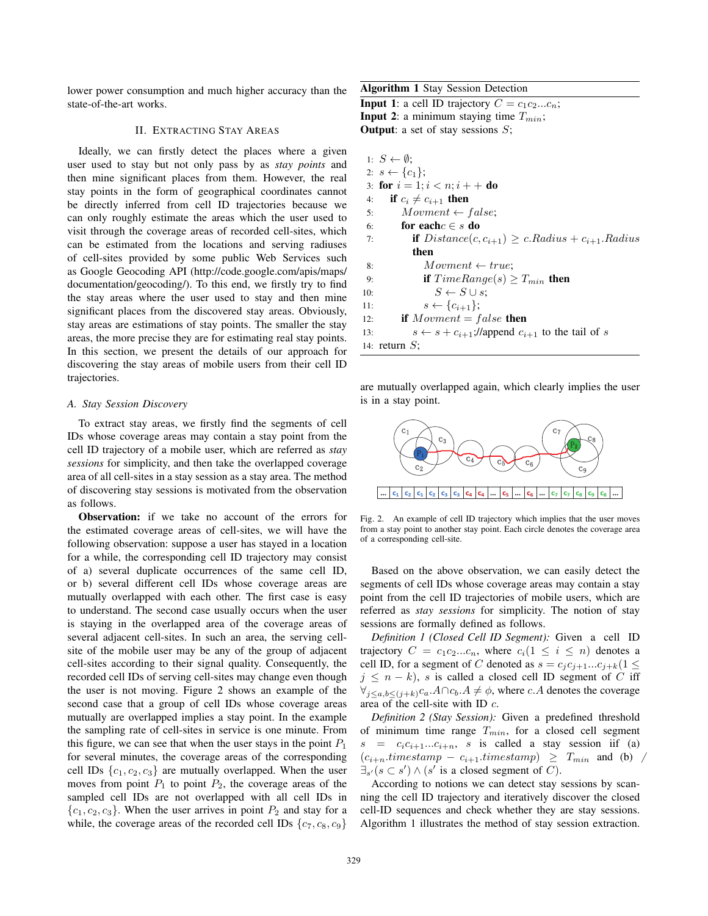lower power consumption and much higher accuracy than the state-of-the-art works.

## II. Extracting Stay Areas

Ideally, we can firstly detect the places where a given user used to stay but not only pass by as *stay points* and then mine significant places from them. However, the real stay points in the form of geographical coordinates cannot be directly inferred from cell ID trajectories because we can only roughly estimate the areas which the user used to visit through the coverage areas of recorded cell-sites, which can be estimated from the locations and serving radiuses of cell-sites provided by some public Web Services such as Google Geocoding API (http://code.google.com/apis/maps/documentation/geocoding/). To this end, we firstly try to find the stay areas where the user used to stay and then mine significant places from the discovered stay areas. Obviously, stay areas are estimations of stay points. The smaller the stay areas, the more precise they are for estimating real stay points. In this section, we present the details of our approach for discovering the stay areas of mobile users from their cell ID trajectories.

### A. Stay Session Discovery

To extract stay areas, we firstly find the segments of cell IDs whose coverage areas may contain a stay point from the cell ID trajectory of a mobile user, which are referred as *stay sessions* for simplicity, and then take the overlapped coverage area of all cell-sites in a stay session as a stay area. The method of discovering stay sessions is motivated from the observation as follows.

**Observation:** if we take no account of the errors for the estimated coverage areas of cell-sites, we will have the following observation: suppose a user has stayed in a location for a while, the corresponding cell ID trajectory may consist of a) several duplicate occurrences of the same cell ID, or b) several different cell IDs whose coverage areas are mutually overlapped with each other. The first case is easy to understand. The second case usually occurs when the user is staying in the overlapped area of the coverage areas of several adjacent cell-sites. In such an area, the serving cell-site of the mobile user may be any of the group of adjacent cell-sites according to their signal quality. Consequently, the recorded cell IDs of serving cell-sites may change even though the user is not moving. Figure 2 shows an example of the second case that a group of cell IDs whose coverage areas mutually are overlapped implies a stay point. In the example the sampling rate of cell-sites in service is one minute. From this figure, we can see that when the user stays in the point $P_1$ for several minutes, the coverage areas of the corresponding cell IDs $\{c_1, c_2, c_3\}$ are mutually overlapped. When the user moves from point $P_1$ to point $P_2$, the coverage areas of the sampled cell IDs are not overlapped with all cell IDs in $\{c_1, c_2, c_3\}$. When the user arrives in point $P_2$ and stay for a while, the coverage areas of the recorded cell IDs $\{c_7, c_8, c_9\}$ are mutually overlapped again, which clearly implies the user is in a stay point.

**Algorithm 1** Stay Session Detection

**Input 1**: a cell ID trajectory $C = c_1c_2...c_n$;
**Input 2**: a minimum staying time $T_{min}$;
**Output**: a set of stay sessions $S$;

```
1:  S ← ∅;
2:  s ← {c_1};
3:  for i = 1; i < n; i++ do
4:    if c_i ≠ c_{i+1} then
5:      Movment ← false;
6:      for each c ∈ s do
7:        if Distance(c, c_{i+1}) ≥ c.Radius + c_{i+1}.Radius then
8:          Movment ← true;
9:          if TimeRange(s) ≥ T_min then
10:           S ← S ∪ s;
11:         s ← {c_{i+1}};
12:     if Movment = false then
13:       s ← s + c_{i+1};//append c_{i+1} to the tail of s
14: return S;
```

... c1 c2 c1 c2 c3 c3 c4 c4 ... c5 ... c6 ... c7 c7 c8 c9 c9 c8 ...

Fig. 2. An example of cell ID trajectory which implies that the user moves from a stay point to another stay point. Each circle denotes the coverage area of a corresponding cell-site.

Based on the above observation, we can easily detect the segments of cell IDs whose coverage areas may contain a stay point from the cell ID trajectories of mobile users, which are referred as *stay sessions* for simplicity. The notion of stay sessions are formally defined as follows.

*Definition 1 (Closed Cell ID Segment):* Given a cell ID trajectory $C = c_1c_2...c_n$, where $c_i(1 \leq i \leq n)$ denotes a cell ID, for a segment of $C$ denoted as $s = c_jc_{j+1}...c_{j+k}(1 \leq j \leq n-k)$, $s$ is called a closed cell ID segment of $C$ iff $\forall_{j \leq a, b \leq (j+k)} c_a.A \cap c_b.A \neq \phi$, where $c.A$ denotes the coverage area of the cell-site with ID $c$.

*Definition 2 (Stay Session):* Given a predefined threshold of minimum time range $T_{min}$, for a closed cell segment $s = c_ic_{i+1}...c_{i+n}$, $s$ is called a stay session iif (a) $(c_{i+n}.timestamp - c_{i+1}.timestamp) \geq T_{min}$ and (b) $\not\exists_{s'}(s \subset s') \wedge (s'$ is a closed segment of $C)$.

According to notions we can detect stay sessions by scanning the cell ID trajectory and iteratively discover the closed cell-ID sequences and check whether they are stay sessions. Algorithm 1 illustrates the method of stay session extraction.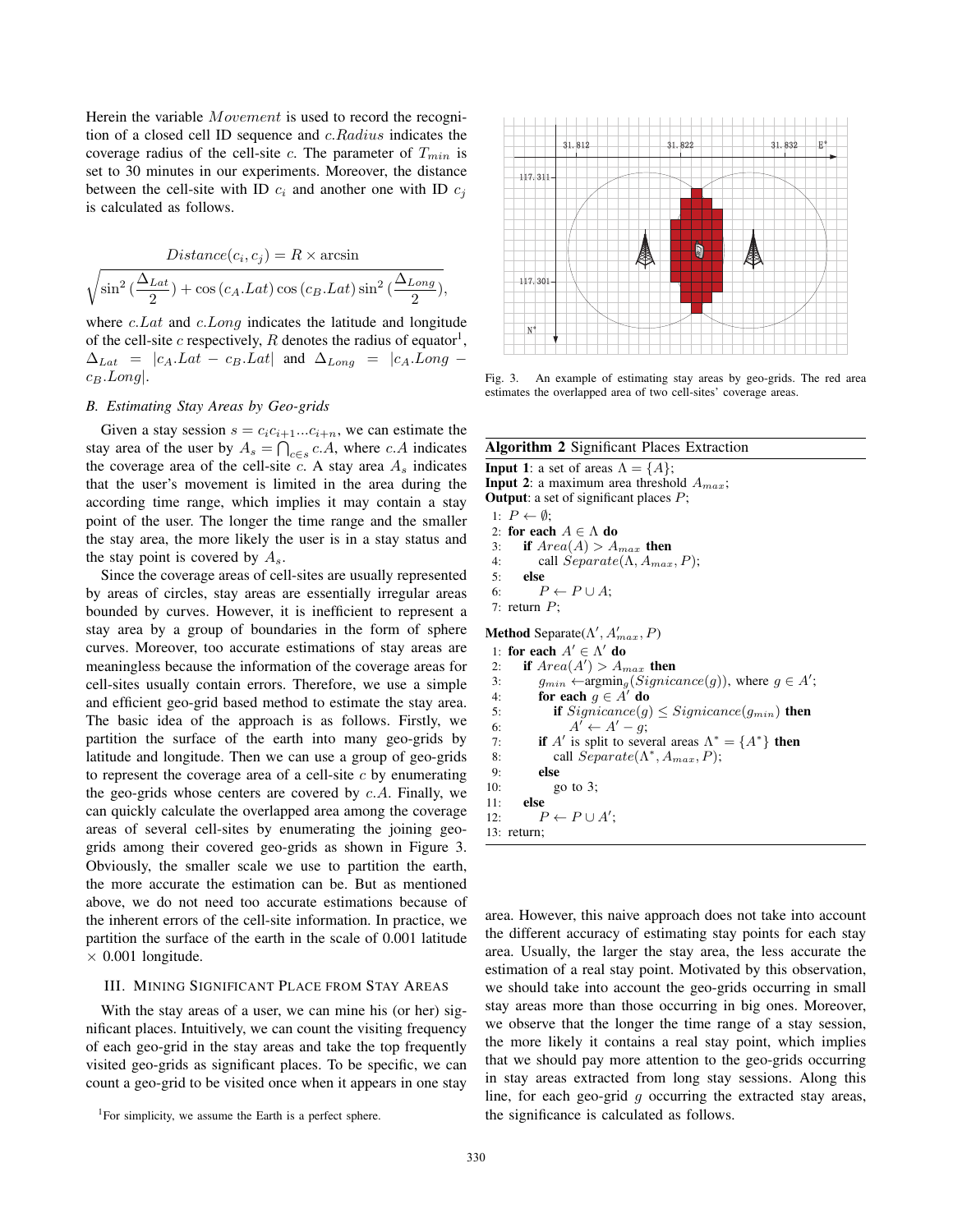Herein the variable $Movement$ is used to record the recognition of a closed cell ID sequence and $c.Radius$ indicates the coverage radius of the cell-site $c$. The parameter of $T_{min}$ is set to 30 minutes in our experiments. Moreover, the distance between the cell-site with ID $c_i$ and another one with ID $c_j$ is calculated as follows.

$$Distance(c_i, c_j) = R \times \arcsin \sqrt{\sin^2(\frac{\Delta_{Lat}}{2}) + \cos(c_A.Lat)\cos(c_B.Lat)\sin^2(\frac{\Delta_{Long}}{2})},$$

where $c.Lat$ and $c.Long$ indicates the latitude and longitude of the cell-site $c$ respectively, $R$ denotes the radius of equator[1], $\Delta_{Lat} = |c_A.Lat - c_B.Lat|$ and $\Delta_{Long} = |c_A.Long - c_B.Long|$.

### B. Estimating Stay Areas by Geo-grids

Given a stay session $s = c_i c_{i+1} ... c_{i+n}$, we can estimate the stay area of the user by $A_s = \bigcap_{c \in s} c.A$, where $c.A$ indicates the coverage area of the cell-site $c$. A stay area $A_s$ indicates that the user's movement is limited in the area during the according time range, which implies it may contain a stay point of the user. The longer the time range and the smaller the stay area, the more likely the user is in a stay status and the stay point is covered by $A_s$.

Since the coverage areas of cell-sites are usually represented by areas of circles, stay areas are essentially irregular areas bounded by curves. However, it is inefficient to represent a stay area by a group of boundaries in the form of sphere curves. Moreover, too accurate estimations of stay areas are meaningless because the information of the coverage areas for cell-sites usually contain errors. Therefore, we use a simple and efficient geo-grid based method to estimate the stay area. The basic idea of the approach is as follows. Firstly, we partition the surface of the earth into many geo-grids by latitude and longitude. Then we can use a group of geo-grids to represent the coverage area of a cell-site $c$ by enumerating the geo-grids whose centers are covered by $c.A$. Finally, we can quickly calculate the overlapped area among the coverage areas of several cell-sites by enumerating the joining geo-grids among their covered geo-grids as shown in Figure 3. Obviously, the smaller scale we use to partition the earth, the more accurate the estimation can be. But as mentioned above, we do not need too accurate estimations because of the inherent errors of the cell-site information. In practice, we partition the surface of the earth in the scale of 0.001 latitude $\times$ 0.001 longitude.

## III. Mining Significant Place from Stay Areas

With the stay areas of a user, we can mine his (or her) significant places. Intuitively, we can count the visiting frequency of each geo-grid in the stay areas and take the top frequently visited geo-grids as significant places. To be specific, we can count a geo-grid to be visited once when it appears in one stay area. However, this naive approach does not take into account the different accuracy of estimating stay points for each stay area. Usually, the larger the stay area, the less accurate the estimation of a real stay point. Motivated by this observation, we should take into account the geo-grids occurring in small stay areas more than those occurring in big ones. Moreover, we observe that the longer the time range of a stay session, the more likely it contains a real stay point, which implies that we should pay more attention to the geo-grids occurring in stay areas extracted from long stay sessions. Along this line, for each geo-grid $g$ occurring the extracted stay areas, the significance is calculated as follows.

Fig. 3. An example of estimating stay areas by geo-grids. The red area estimates the overlapped area of two cell-sites' coverage areas.

**Algorithm 2** Significant Places Extraction

```
Input 1: a set of areas Λ = {A};
Input 2: a maximum area threshold A_max;
Output: a set of significant places P;
1: P ← ∅;
2: for each A ∈ Λ do
3:     if Area(A) > A_max then
4:         call Separate(Λ, A_max, P);
5:     else
6:         P ← P ∪ A;
7: return P;

Method Separate(Λ', A'_max, P)
1: for each A' ∈ Λ' do
2:     if Area(A') > A_max then
3:         g_min ← argmin_g(Signicance(g)), where g ∈ A';
4:         for each g ∈ A' do
5:             if Signicance(g) ≤ Signicance(g_min) then
6:                 A' ← A' − g;
7:         if A' is split to several areas Λ* = {A*} then
8:             call Separate(Λ*, A_max, P);
9:         else
10:            go to 3;
11:    else
12:        P ← P ∪ A';
13: return;
```

[1]For simplicity, we assume the Earth is a perfect sphere.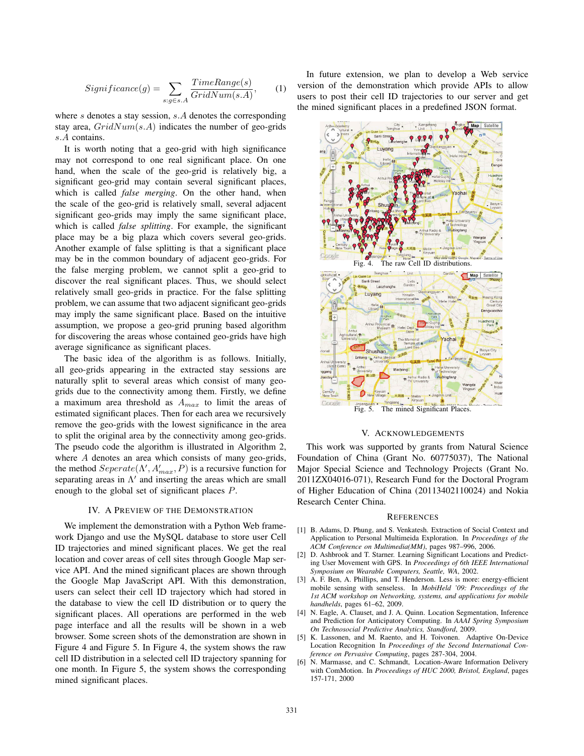$$Significance(g) = \sum_{s:g \in s.A} \frac{TimeRange(s)}{GridNum(s.A)}, \quad (1)$$

where $s$ denotes a stay session, $s.A$ denotes the corresponding stay area, $GridNum(s.A)$ indicates the number of geo-grids $s.A$ contains.

It is worth noting that a geo-grid with high significance may not correspond to one real significant place. On one hand, when the scale of the geo-grid is relatively big, a significant geo-grid may contain several significant places, which is called *false merging*. On the other hand, when the scale of the geo-grid is relatively small, several adjacent significant geo-grids may imply the same significant place, which is called *false splitting*. For example, the significant place may be a big plaza which covers several geo-grids. Another example of false splitting is that a significant place may be in the common boundary of adjacent geo-grids. For the false merging problem, we cannot split a geo-grid to discover the real significant places. Thus, we should select relatively small geo-grids in practice. For the false splitting problem, we can assume that two adjacent significant geo-grids may imply the same significant place. Based on the intuitive assumption, we propose a geo-grid pruning based algorithm for discovering the areas whose contained geo-grids have high average significance as significant places.

The basic idea of the algorithm is as follows. Initially, all geo-grids appearing in the extracted stay sessions are naturally split to several areas which consist of many geo-grids due to the connectivity among them. Firstly, we define a maximum area threshold as $A_{max}$ to limit the areas of estimated significant places. Then for each area we recursively remove the geo-grids with the lowest significance in the area to split the original area by the connectivity among geo-grids. The pseudo code the algorithm is illustrated in Algorithm 2, where $A$ denotes an area which consists of many geo-grids, the method $Seperate(\Lambda', A'_{max}, P)$ is a recursive function for separating areas in $\Lambda'$ and inserting the areas which are small enough to the global set of significant places $P$.

## IV. A Preview of the Demonstration

We implement the demonstration with a Python Web framework Django and use the MySQL database to store user Cell ID trajectories and mined significant places. We get the real location and cover areas of cell sites through Google Map service API. And the mined significant places are shown through the Google Map JavaScript API. With this demonstration, users can select their cell ID trajectory which had stored in the database to view the cell ID distribution or to query the significant places. All operations are performed in the web page interface and all the results will be shown in a web browser. Some screen shots of the demonstration are shown in Figure 4 and Figure 5. In Figure 4, the system shows the raw cell ID distribution in a selected cell ID trajectory spanning for one month. In Figure 5, the system shows the corresponding mined significant places.

In future extension, we plan to develop a Web service version of the demonstration which provide APIs to allow users to post their cell ID trajectories to our server and get the mined significant places in a predefined JSON format.

Fig. 4. The raw Cell ID distributions.

Fig. 5. The mined Significant Places.

## V. Acknowledgements

This work was supported by grants from Natural Science Foundation of China (Grant No. 60775037), The National Major Special Science and Technology Projects (Grant No. 2011ZX04016-071), Research Fund for the Doctoral Program of Higher Education of China (20113402110024) and Nokia Research Center China.

## References

[1] B. Adams, D. Phung, and S. Venkatesh. Extraction of Social Context and Application to Personal Multimeida Exploration. In *Proceedings of the ACM Conference on Multimedia(MM)*, pages 987–996, 2006.

[2] D. Ashbrook and T. Starner. Learning Significant Locations and Predicting User Movement with GPS. In *Proceedings of 6th IEEE International Symposium on Wearable Computers, Seattle, WA*, 2002.

[3] A. F. Ben, A. Phillips, and T. Henderson. Less is more: energy-efficient mobile sensing with senseless. In *MobiHeld '09: Proceedings of the 1st ACM workshop on Networking, systems, and applications for mobile handhelds*, pages 61–62, 2009.

[4] N. Eagle, A. Clauset, and J. A. Quinn. Location Segmentation, Inference and Prediction for Anticipatory Computing. In *AAAI Spring Symposium On Technosocial Predictive Analytics, Standford*, 2009.

[5] K. Lassonen, and M. Raento, and H. Toivonen. Adaptive On-Device Location Recognition In *Proceedings of the Second International Conference on Pervasive Computing*, pages 287-304, 2004.

[6] N. Marmasse, and C. Schmandt, Location-Aware Information Delivery with ComMotion. In *Proceedings of HUC 2000, Bristol, England*, pages 157-171, 2000